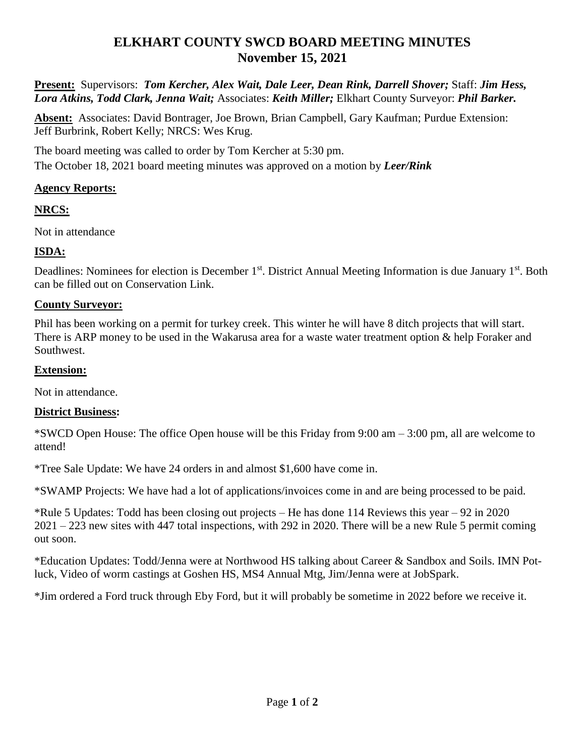# ELKHART COUNTY SWCD BOARD MEETING MINUTES
## November 15, 2021

**Present:** Supervisors: ***Tom Kercher, Alex Wait, Dale Leer, Dean Rink, Darrell Shover;*** Staff: ***Jim Hess, Lora Atkins, Todd Clark, Jenna Wait;*** Associates: ***Keith Miller;*** Elkhart County Surveyor: ***Phil Barker.***

**Absent:** Associates: David Bontrager, Joe Brown, Brian Campbell, Gary Kaufman; Purdue Extension: Jeff Burbrink, Robert Kelly; NRCS: Wes Krug.

The board meeting was called to order by Tom Kercher at 5:30 pm.
The October 18, 2021 board meeting minutes was approved on a motion by ***Leer/Rink***

**Agency Reports:**

**NRCS:**

Not in attendance

**ISDA:**

Deadlines: Nominees for election is December 1st. District Annual Meeting Information is due January 1st. Both can be filled out on Conservation Link.

**County Surveyor:**

Phil has been working on a permit for turkey creek. This winter he will have 8 ditch projects that will start. There is ARP money to be used in the Wakarusa area for a waste water treatment option & help Foraker and Southwest.

**Extension:**

Not in attendance.

**District Business:**

*SWCD Open House: The office Open house will be this Friday from 9:00 am – 3:00 pm, all are welcome to attend!

*Tree Sale Update: We have 24 orders in and almost $1,600 have come in.

*SWAMP Projects: We have had a lot of applications/invoices come in and are being processed to be paid.

*Rule 5 Updates: Todd has been closing out projects – He has done 114 Reviews this year – 92 in 2020 2021 – 223 new sites with 447 total inspections, with 292 in 2020. There will be a new Rule 5 permit coming out soon.

*Education Updates: Todd/Jenna were at Northwood HS talking about Career & Sandbox and Soils. IMN Pot-luck, Video of worm castings at Goshen HS, MS4 Annual Mtg, Jim/Jenna were at JobSpark.

*Jim ordered a Ford truck through Eby Ford, but it will probably be sometime in 2022 before we receive it.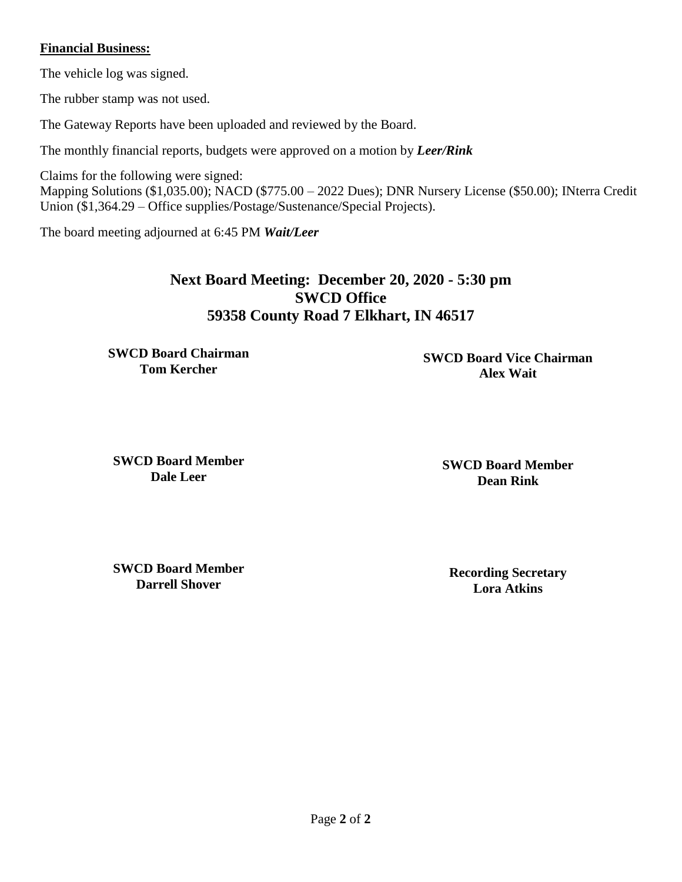**Financial Business:**

The vehicle log was signed.

The rubber stamp was not used.

The Gateway Reports have been uploaded and reviewed by the Board.

The monthly financial reports, budgets were approved on a motion by ***Leer/Rink***

Claims for the following were signed:
Mapping Solutions ($1,035.00); NACD ($775.00 – 2022 Dues); DNR Nursery License ($50.00); INterra Credit Union ($1,364.29 – Office supplies/Postage/Sustenance/Special Projects).

The board meeting adjourned at 6:45 PM ***Wait/Leer***

## Next Board Meeting: December 20, 2020 - 5:30 pm
## SWCD Office
## 59358 County Road 7 Elkhart, IN 46517

**SWCD Board Chairman**
**Tom Kercher**

**SWCD Board Vice Chairman**
**Alex Wait**

**SWCD Board Member**
**Dale Leer**

**SWCD Board Member**
**Dean Rink**

**SWCD Board Member**
**Darrell Shover**

**Recording Secretary**
**Lora Atkins**